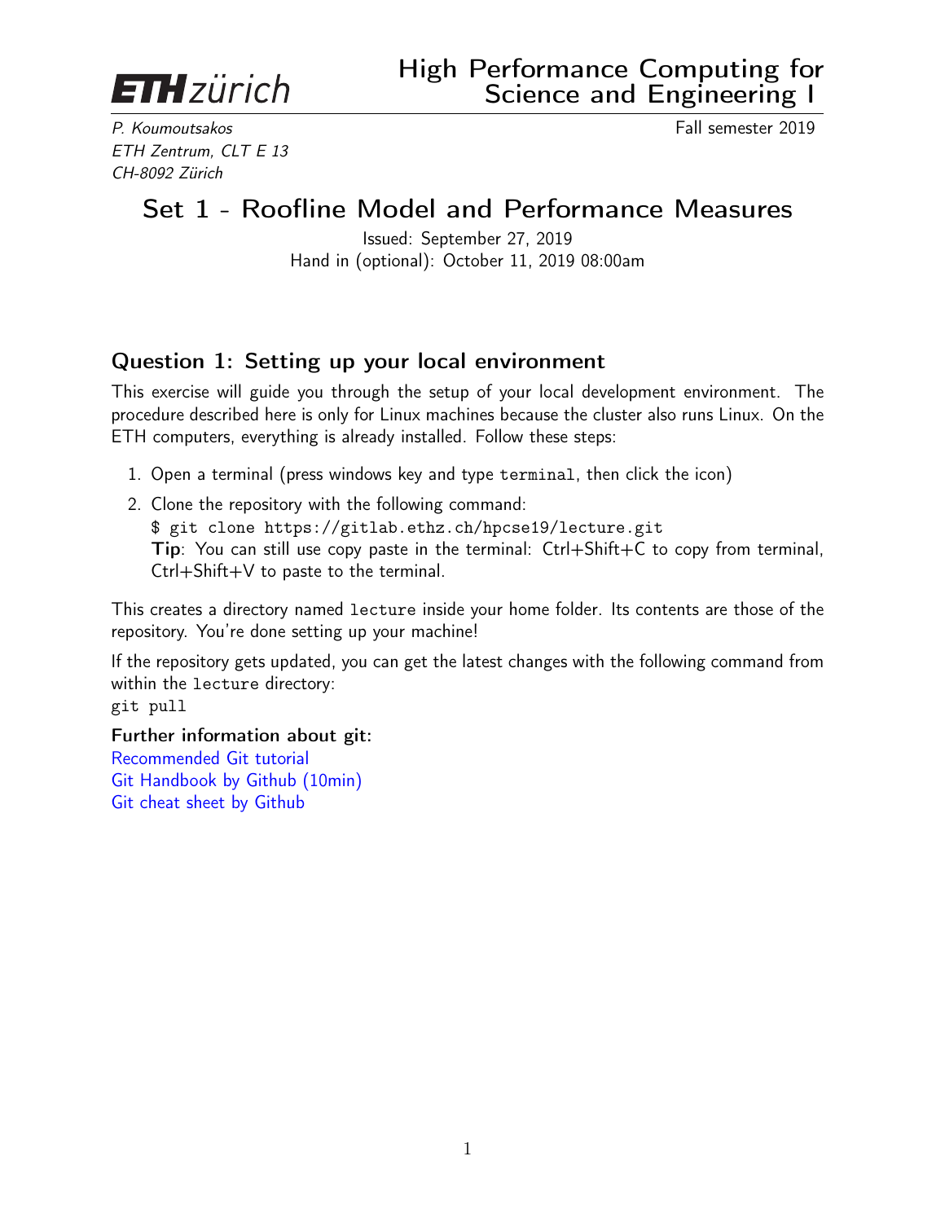**ETH zürich**

# High Performance Computing for Science and Engineering I

*P. Koumoutsakos*
*ETH Zentrum, CLT E 13*
*CH-8092 Zürich*

Fall semester 2019

## Set 1 - Roofline Model and Performance Measures

Issued: September 27, 2019
Hand in (optional): October 11, 2019 08:00am

### Question 1: Setting up your local environment

This exercise will guide you through the setup of your local development environment. The procedure described here is only for Linux machines because the cluster also runs Linux. On the ETH computers, everything is already installed. Follow these steps:

1. Open a terminal (press windows key and type `terminal`, then click the icon)
2. Clone the repository with the following command:
   `$ git clone https://gitlab.ethz.ch/hpcse19/lecture.git`
   **Tip**: You can still use copy paste in the terminal: Ctrl+Shift+C to copy from terminal, Ctrl+Shift+V to paste to the terminal.

This creates a directory named `lecture` inside your home folder. Its contents are those of the repository. You're done setting up your machine!

If the repository gets updated, you can get the latest changes with the following command from within the `lecture` directory:
`git pull`

**Further information about git:**
Recommended Git tutorial
Git Handbook by Github (10min)
Git cheat sheet by Github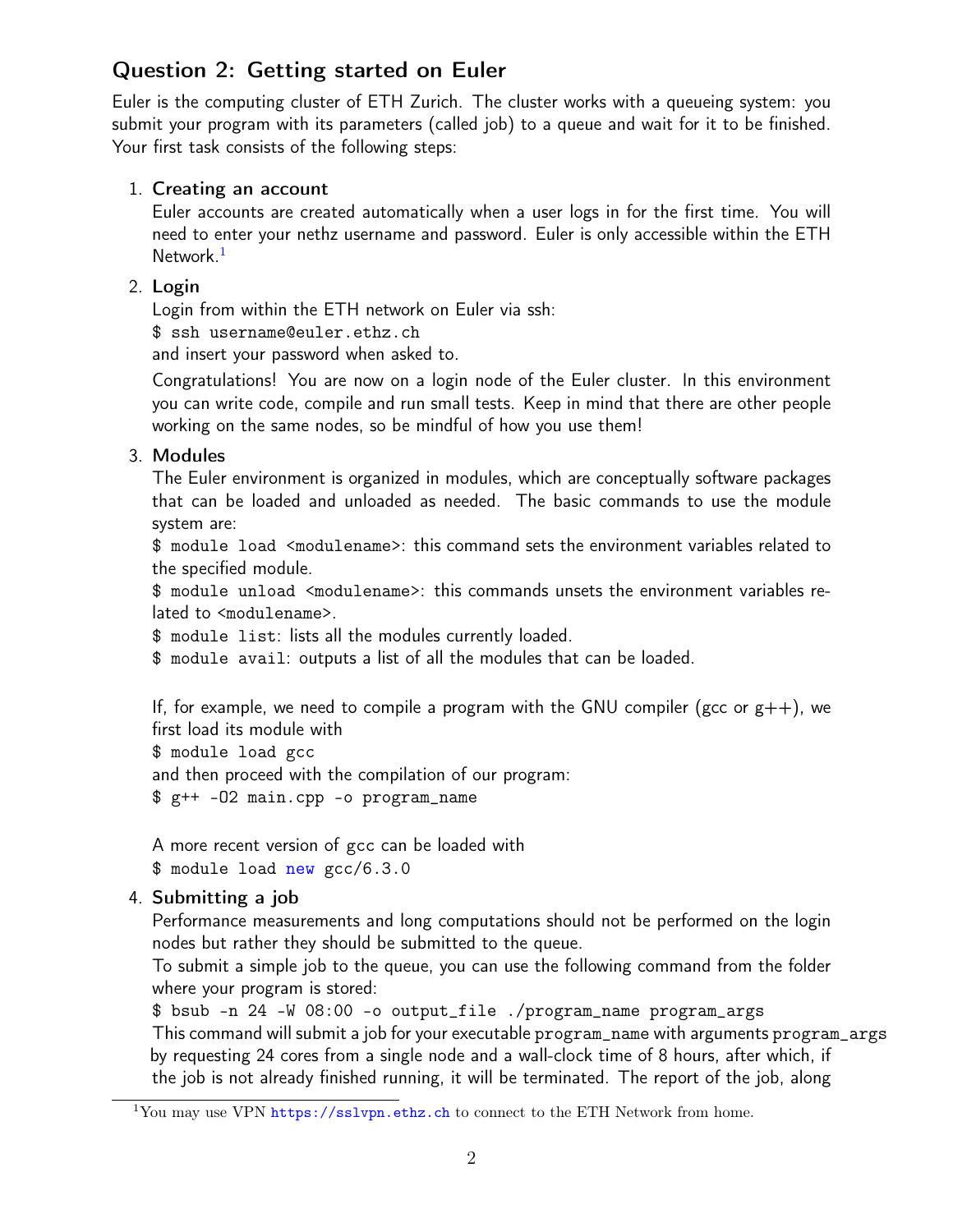## Question 2: Getting started on Euler

Euler is the computing cluster of ETH Zurich. The cluster works with a queueing system: you submit your program with its parameters (called job) to a queue and wait for it to be finished. Your first task consists of the following steps:

1. **Creating an account**

   Euler accounts are created automatically when a user logs in for the first time. You will need to enter your nethz username and password. Euler is only accessible within the ETH Network.[1]

2. **Login**

   Login from within the ETH network on Euler via ssh:

   `$ ssh username@euler.ethz.ch`

   and insert your password when asked to.

   Congratulations! You are now on a login node of the Euler cluster. In this environment you can write code, compile and run small tests. Keep in mind that there are other people working on the same nodes, so be mindful of how you use them!

3. **Modules**

   The Euler environment is organized in modules, which are conceptually software packages that can be loaded and unloaded as needed. The basic commands to use the module system are:

   `$ module load <modulename>`: this command sets the environment variables related to the specified module.

   `$ module unload <modulename>`: this commands unsets the environment variables related to `<modulename>`.

   `$ module list`: lists all the modules currently loaded.

   `$ module avail`: outputs a list of all the modules that can be loaded.

   If, for example, we need to compile a program with the GNU compiler (gcc or g++), we first load its module with

   `$ module load gcc`

   and then proceed with the compilation of our program:

   `$ g++ -O2 main.cpp -o program_name`

   A more recent version of gcc can be loaded with

   `$ module load new gcc/6.3.0`

4. **Submitting a job**

   Performance measurements and long computations should not be performed on the login nodes but rather they should be submitted to the queue.

   To submit a simple job to the queue, you can use the following command from the folder where your program is stored:

   `$ bsub -n 24 -W 08:00 -o output_file ./program_name program_args`

   This command will submit a job for your executable `program_name` with arguments `program_args` by requesting 24 cores from a single node and a wall-clock time of 8 hours, after which, if the job is not already finished running, it will be terminated. The report of the job, along

[1] You may use VPN https://sslvpn.ethz.ch to connect to the ETH Network from home.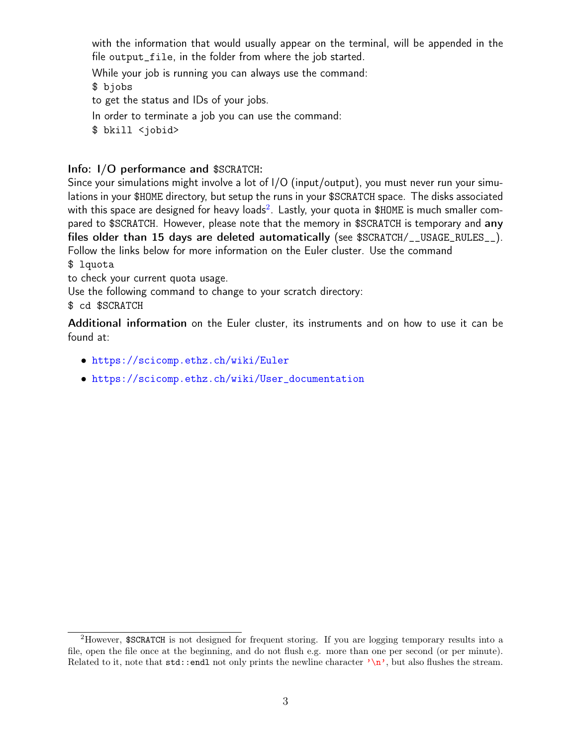with the information that would usually appear on the terminal, will be appended in the file `output_file`, in the folder from where the job started.

While your job is running you can always use the command:

`$ bjobs`

to get the status and IDs of your jobs.

In order to terminate a job you can use the command:

`$ bkill <jobid>`

### Info: I/O performance and `$SCRATCH`:

Since your simulations might involve a lot of I/O (input/output), you must never run your simulations in your `$HOME` directory, but setup the runs in your `$SCRATCH` space. The disks associated with this space are designed for heavy loads[2]. Lastly, your quota in `$HOME` is much smaller compared to `$SCRATCH`. However, please note that the memory in `$SCRATCH` is temporary and **any files older than 15 days are deleted automatically** (see `$SCRATCH/__USAGE_RULES__`). Follow the links below for more information on the Euler cluster. Use the command

`$ lquota`

to check your current quota usage.

Use the following command to change to your scratch directory:

`$ cd $SCRATCH`

**Additional information** on the Euler cluster, its instruments and on how to use it can be found at:

- https://scicomp.ethz.ch/wiki/Euler
- https://scicomp.ethz.ch/wiki/User_documentation

---

[2] However, `$SCRATCH` is not designed for frequent storing. If you are logging temporary results into a file, open the file once at the beginning, and do not flush e.g. more than one per second (or per minute). Related to it, note that `std::endl` not only prints the newline character `'\n'`, but also flushes the stream.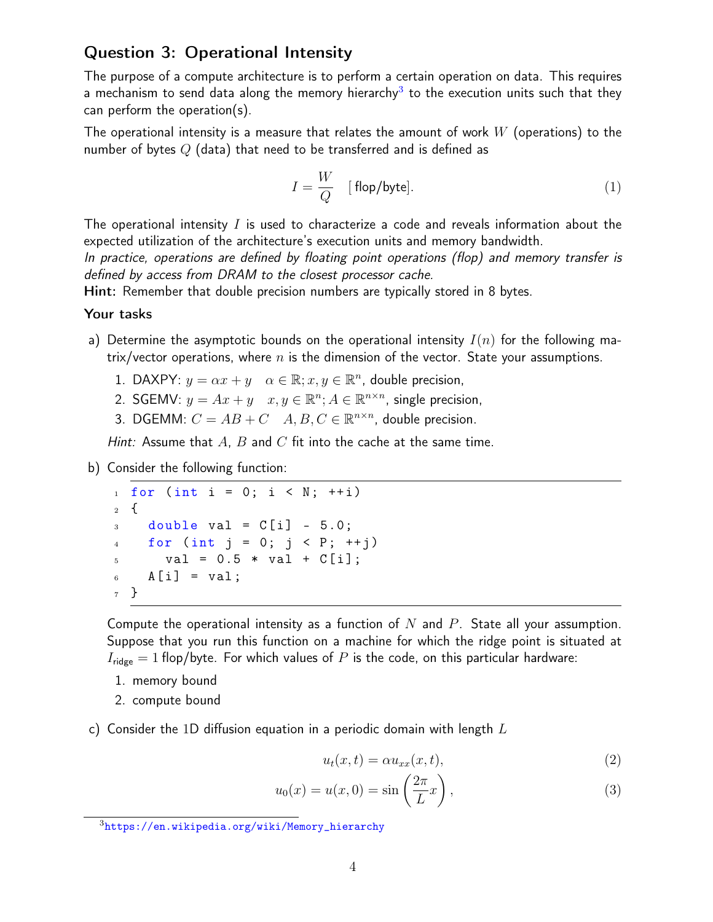## Question 3: Operational Intensity

The purpose of a compute architecture is to perform a certain operation on data. This requires a mechanism to send data along the memory hierarchy[3] to the execution units such that they can perform the operation(s).

The operational intensity is a measure that relates the amount of work $W$ (operations) to the number of bytes $Q$ (data) that need to be transferred and is defined as

$$I = \frac{W}{Q} \quad [\text{flop/byte}]. \tag{1}$$

The operational intensity $I$ is used to characterize a code and reveals information about the expected utilization of the architecture's execution units and memory bandwidth.
*In practice, operations are defined by floating point operations (flop) and memory transfer is defined by access from DRAM to the closest processor cache.*
**Hint:** Remember that double precision numbers are typically stored in 8 bytes.

### Your tasks

a) Determine the asymptotic bounds on the operational intensity $I(n)$ for the following matrix/vector operations, where $n$ is the dimension of the vector. State your assumptions.

1. DAXPY: $y = \alpha x + y \quad \alpha \in \mathbb{R}; x, y \in \mathbb{R}^n$, double precision,
2. SGEMV: $y = Ax + y \quad x, y \in \mathbb{R}^n; A \in \mathbb{R}^{n \times n}$, single precision,
3. DGEMM: $C = AB + C \quad A, B, C \in \mathbb{R}^{n \times n}$, double precision.

*Hint:* Assume that $A$, $B$ and $C$ fit into the cache at the same time.

b) Consider the following function:

```
for (int i = 0; i < N; ++i)
{
  double val = C[i] - 5.0;
  for (int j = 0; j < P; ++j)
    val = 0.5 * val + C[i];
  A[i] = val;
}
```

Compute the operational intensity as a function of $N$ and $P$. State all your assumption. Suppose that you run this function on a machine for which the ridge point is situated at $I_{\text{ridge}} = 1$ flop/byte. For which values of $P$ is the code, on this particular hardware:

1. memory bound
2. compute bound

c) Consider the 1D diffusion equation in a periodic domain with length $L$

$$u_t(x, t) = \alpha u_{xx}(x, t), \tag{2}$$

$$u_0(x) = u(x, 0) = \sin\left(\frac{2\pi}{L}x\right), \tag{3}$$

[3] https://en.wikipedia.org/wiki/Memory_hierarchy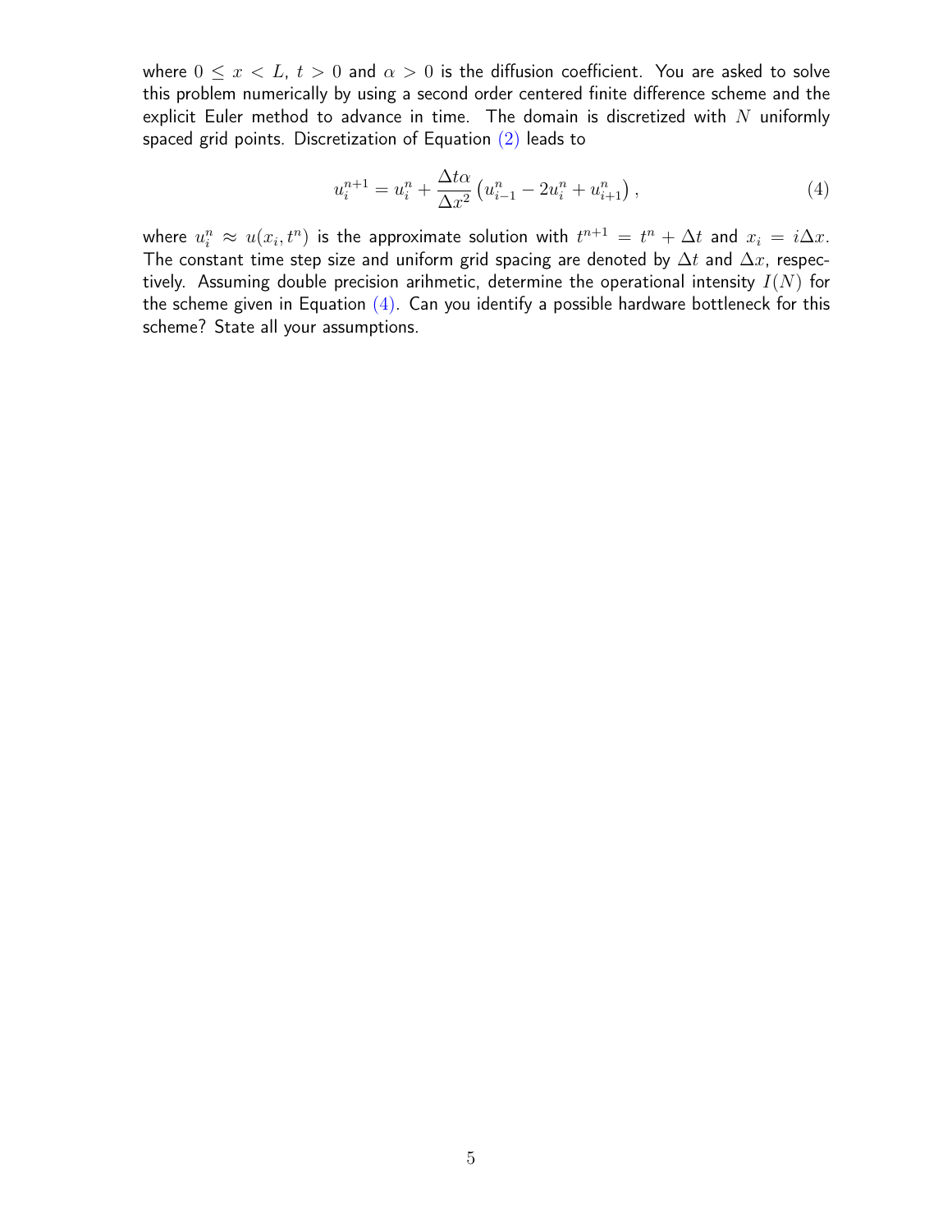where $0 \leq x < L$, $t > 0$ and $\alpha > 0$ is the diffusion coefficient. You are asked to solve this problem numerically by using a second order centered finite difference scheme and the explicit Euler method to advance in time. The domain is discretized with $N$ uniformly spaced grid points. Discretization of Equation (2) leads to

$$u_i^{n+1} = u_i^n + \frac{\Delta t \alpha}{\Delta x^2}\left(u_{i-1}^n - 2u_i^n + u_{i+1}^n\right), \tag{4}$$

where $u_i^n \approx u(x_i, t^n)$ is the approximate solution with $t^{n+1} = t^n + \Delta t$ and $x_i = i\Delta x$. The constant time step size and uniform grid spacing are denoted by $\Delta t$ and $\Delta x$, respectively. Assuming double precision arihmetic, determine the operational intensity $I(N)$ for the scheme given in Equation (4). Can you identify a possible hardware bottleneck for this scheme? State all your assumptions.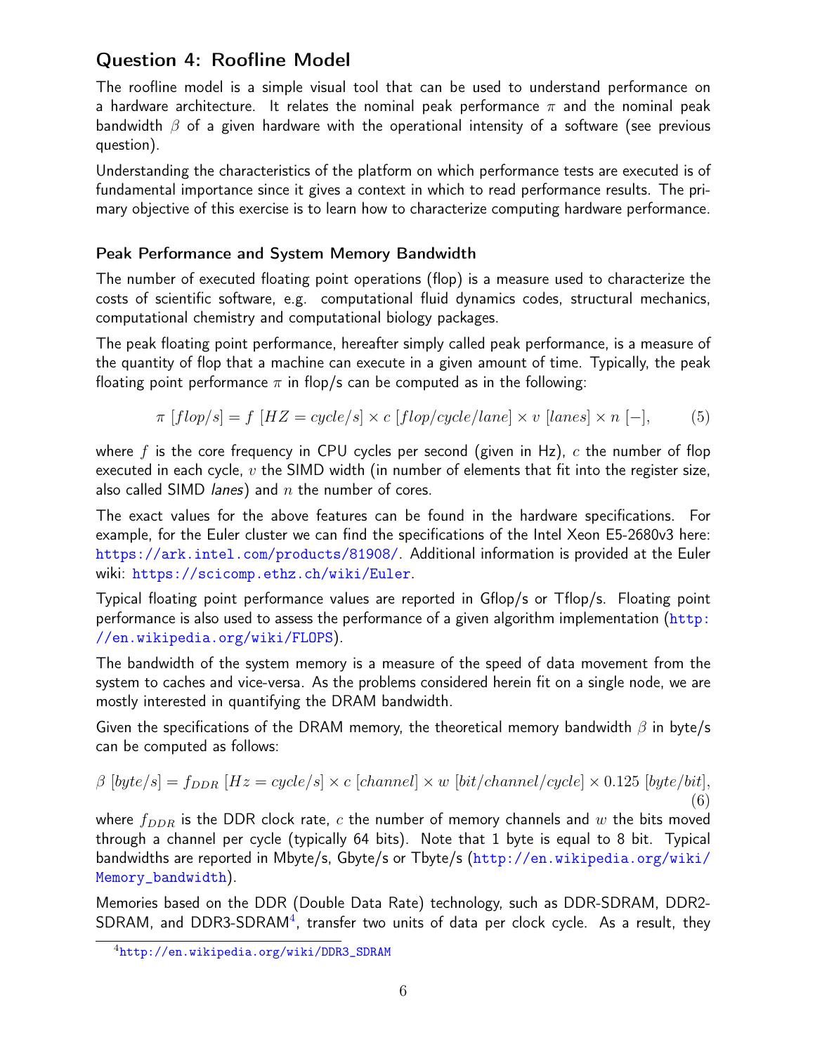## Question 4: Roofline Model

The roofline model is a simple visual tool that can be used to understand performance on a hardware architecture. It relates the nominal peak performance $\pi$ and the nominal peak bandwidth $\beta$ of a given hardware with the operational intensity of a software (see previous question).

Understanding the characteristics of the platform on which performance tests are executed is of fundamental importance since it gives a context in which to read performance results. The primary objective of this exercise is to learn how to characterize computing hardware performance.

### Peak Performance and System Memory Bandwidth

The number of executed floating point operations (flop) is a measure used to characterize the costs of scientific software, e.g. computational fluid dynamics codes, structural mechanics, computational chemistry and computational biology packages.

The peak floating point performance, hereafter simply called peak performance, is a measure of the quantity of flop that a machine can execute in a given amount of time. Typically, the peak floating point performance $\pi$ in flop/s can be computed as in the following:

$$\pi \; [flop/s] = f \; [HZ = cycle/s] \times c \; [flop/cycle/lane] \times v \; [lanes] \times n \; [-], \tag{5}$$

where $f$ is the core frequency in CPU cycles per second (given in Hz), $c$ the number of flop executed in each cycle, $v$ the SIMD width (in number of elements that fit into the register size, also called SIMD *lanes*) and $n$ the number of cores.

The exact values for the above features can be found in the hardware specifications. For example, for the Euler cluster we can find the specifications of the Intel Xeon E5-2680v3 here: https://ark.intel.com/products/81908/. Additional information is provided at the Euler wiki: https://scicomp.ethz.ch/wiki/Euler.

Typical floating point performance values are reported in Gflop/s or Tflop/s. Floating point performance is also used to assess the performance of a given algorithm implementation (http://en.wikipedia.org/wiki/FLOPS).

The bandwidth of the system memory is a measure of the speed of data movement from the system to caches and vice-versa. As the problems considered herein fit on a single node, we are mostly interested in quantifying the DRAM bandwidth.

Given the specifications of the DRAM memory, the theoretical memory bandwidth $\beta$ in byte/s can be computed as follows:

$$\beta \; [byte/s] = f_{DDR} \; [Hz = cycle/s] \times c \; [channel] \times w \; [bit/channel/cycle] \times 0.125 \; [byte/bit], \tag{6}$$

where $f_{DDR}$ is the DDR clock rate, $c$ the number of memory channels and $w$ the bits moved through a channel per cycle (typically 64 bits). Note that 1 byte is equal to 8 bit. Typical bandwidths are reported in Mbyte/s, Gbyte/s or Tbyte/s (http://en.wikipedia.org/wiki/Memory_bandwidth).

Memories based on the DDR (Double Data Rate) technology, such as DDR-SDRAM, DDR2-SDRAM, and DDR3-SDRAM[4], transfer two units of data per clock cycle. As a result, they

[4] http://en.wikipedia.org/wiki/DDR3_SDRAM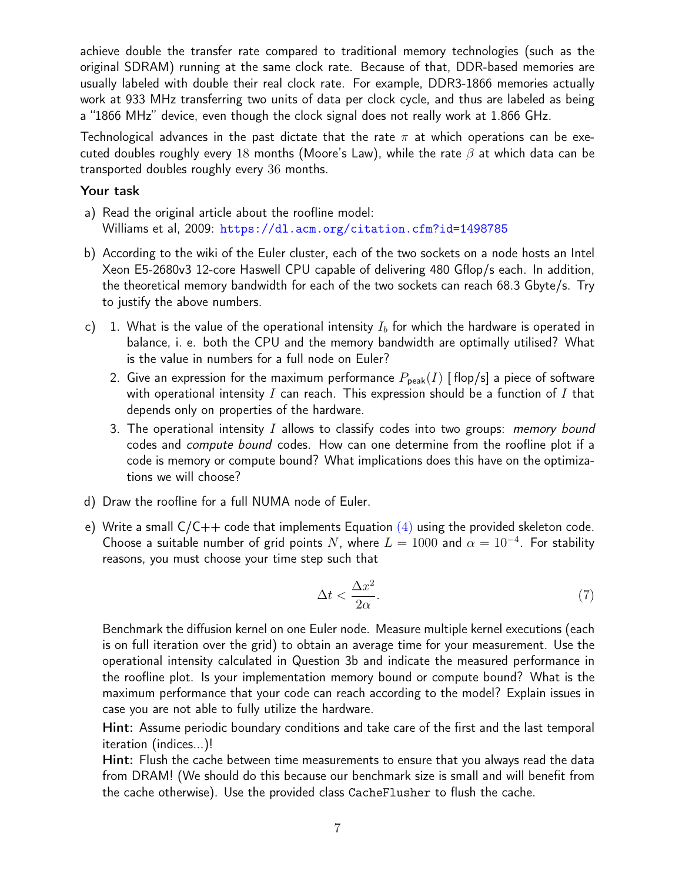achieve double the transfer rate compared to traditional memory technologies (such as the original SDRAM) running at the same clock rate. Because of that, DDR-based memories are usually labeled with double their real clock rate. For example, DDR3-1866 memories actually work at 933 MHz transferring two units of data per clock cycle, and thus are labeled as being a "1866 MHz" device, even though the clock signal does not really work at 1.866 GHz.

Technological advances in the past dictate that the rate $\pi$ at which operations can be executed doubles roughly every $18$ months (Moore's Law), while the rate $\beta$ at which data can be transported doubles roughly every $36$ months.

### Your task

a) Read the original article about the roofline model:
   Williams et al, 2009: https://dl.acm.org/citation.cfm?id=1498785

b) According to the wiki of the Euler cluster, each of the two sockets on a node hosts an Intel Xeon E5-2680v3 12-core Haswell CPU capable of delivering 480 Gflop/s each. In addition, the theoretical memory bandwidth for each of the two sockets can reach 68.3 Gbyte/s. Try to justify the above numbers.

c) 1. What is the value of the operational intensity $I_b$ for which the hardware is operated in balance, i. e. both the CPU and the memory bandwidth are optimally utilised? What is the value in numbers for a full node on Euler?

   2. Give an expression for the maximum performance $P_{\text{peak}}(I)$ [flop/s] a piece of software with operational intensity $I$ can reach. This expression should be a function of $I$ that depends only on properties of the hardware.

   3. The operational intensity $I$ allows to classify codes into two groups: *memory bound* codes and *compute bound* codes. How can one determine from the roofline plot if a code is memory or compute bound? What implications does this have on the optimizations we will choose?

d) Draw the roofline for a full NUMA node of Euler.

e) Write a small C/C++ code that implements Equation (4) using the provided skeleton code. Choose a suitable number of grid points $N$, where $L = 1000$ and $\alpha = 10^{-4}$. For stability reasons, you must choose your time step such that

$$\Delta t < \frac{\Delta x^2}{2\alpha}. \tag{7}$$

Benchmark the diffusion kernel on one Euler node. Measure multiple kernel executions (each is on full iteration over the grid) to obtain an average time for your measurement. Use the operational intensity calculated in Question 3b and indicate the measured performance in the roofline plot. Is your implementation memory bound or compute bound? What is the maximum performance that your code can reach according to the model? Explain issues in case you are not able to fully utilize the hardware.

**Hint:** Assume periodic boundary conditions and take care of the first and the last temporal iteration (indices...)!

**Hint:** Flush the cache between time measurements to ensure that you always read the data from DRAM! (We should do this because our benchmark size is small and will benefit from the cache otherwise). Use the provided class `CacheFlusher` to flush the cache.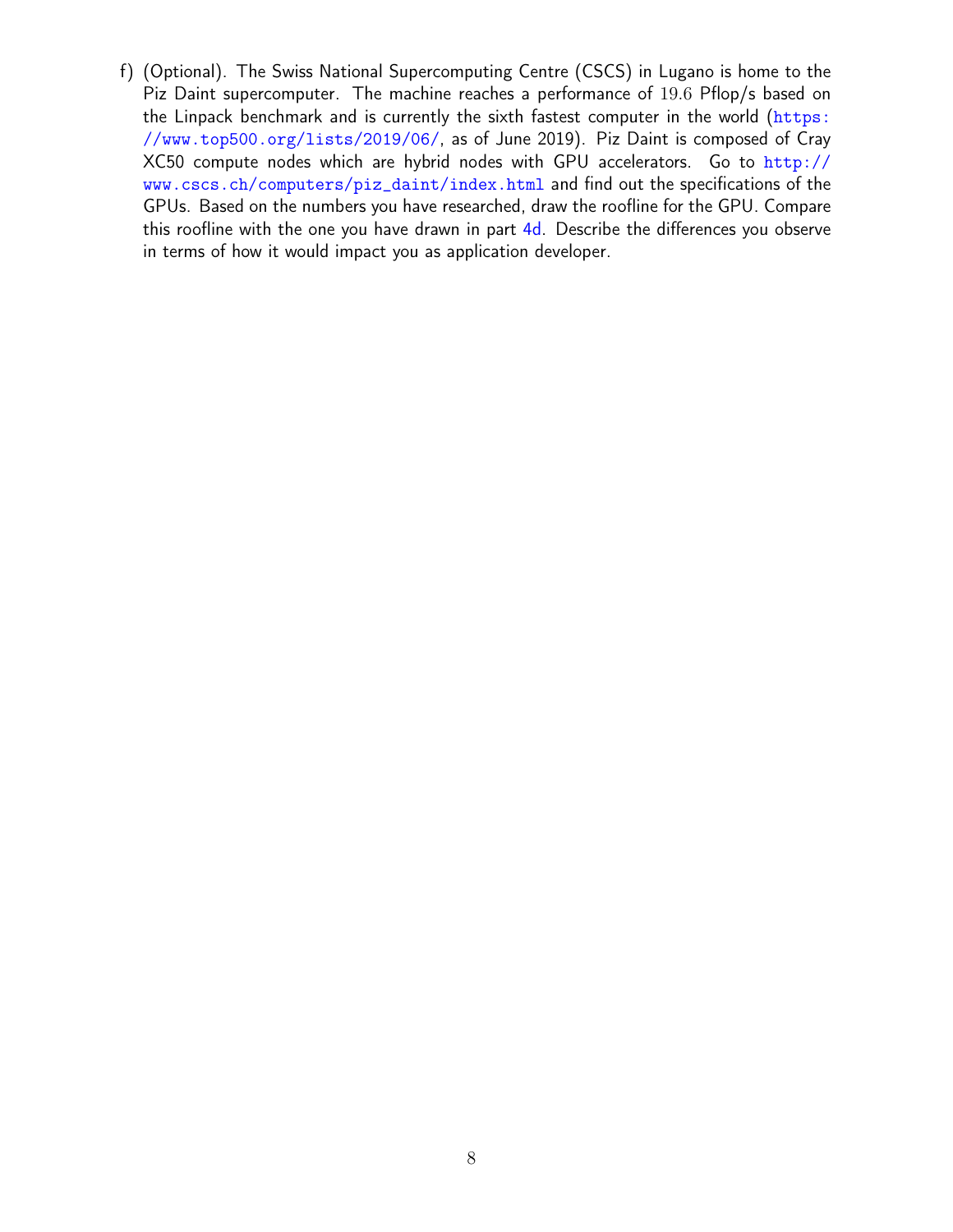f) (Optional). The Swiss National Supercomputing Centre (CSCS) in Lugano is home to the Piz Daint supercomputer. The machine reaches a performance of $19.6$ Pflop/s based on the Linpack benchmark and is currently the sixth fastest computer in the world (https://www.top500.org/lists/2019/06/, as of June 2019). Piz Daint is composed of Cray XC50 compute nodes which are hybrid nodes with GPU accelerators. Go to http://www.cscs.ch/computers/piz_daint/index.html and find out the specifications of the GPUs. Based on the numbers you have researched, draw the roofline for the GPU. Compare this roofline with the one you have drawn in part 4d. Describe the differences you observe in terms of how it would impact you as application developer.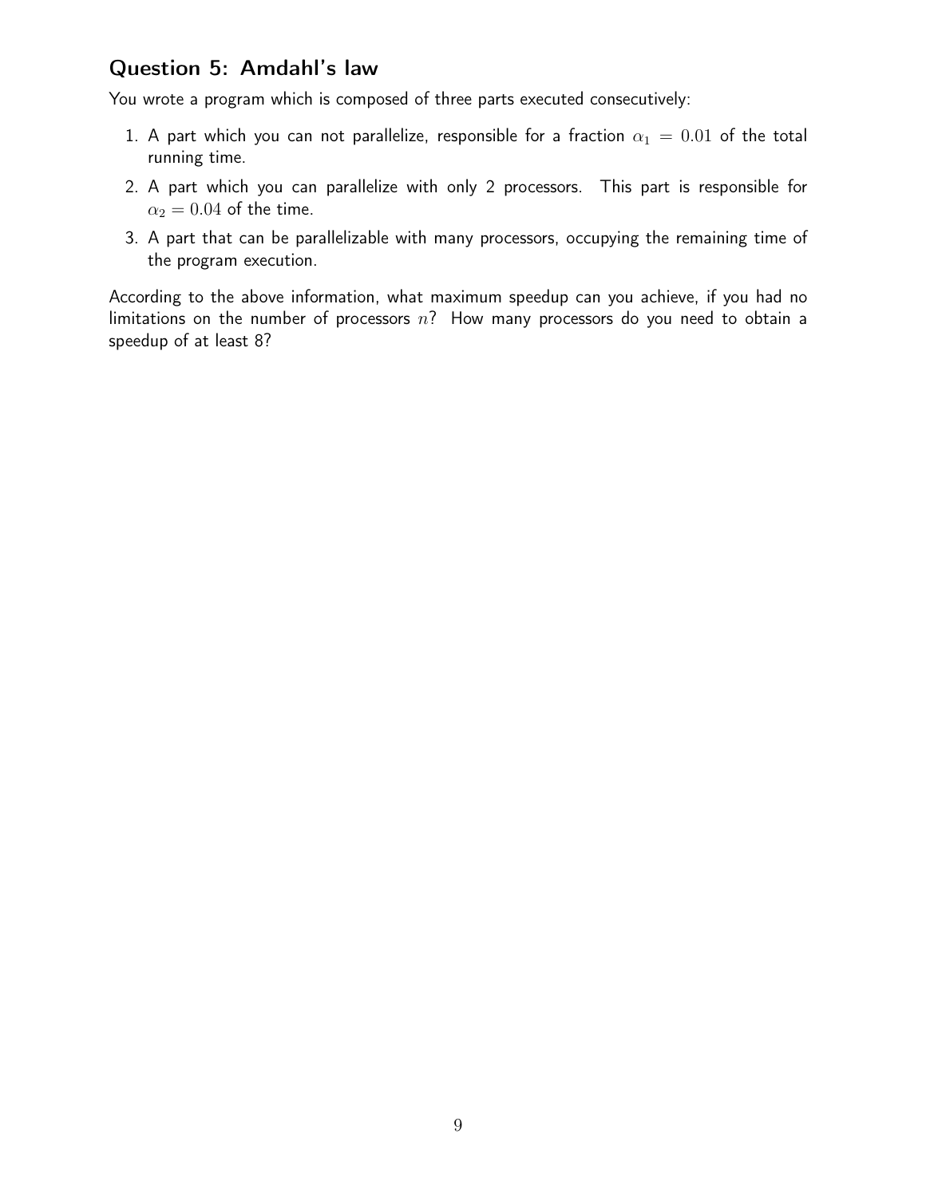## Question 5: Amdahl's law

You wrote a program which is composed of three parts executed consecutively:

1. A part which you can not parallelize, responsible for a fraction $\alpha_1 = 0.01$ of the total running time.
2. A part which you can parallelize with only 2 processors. This part is responsible for $\alpha_2 = 0.04$ of the time.
3. A part that can be parallelizable with many processors, occupying the remaining time of the program execution.

According to the above information, what maximum speedup can you achieve, if you had no limitations on the number of processors $n$? How many processors do you need to obtain a speedup of at least 8?